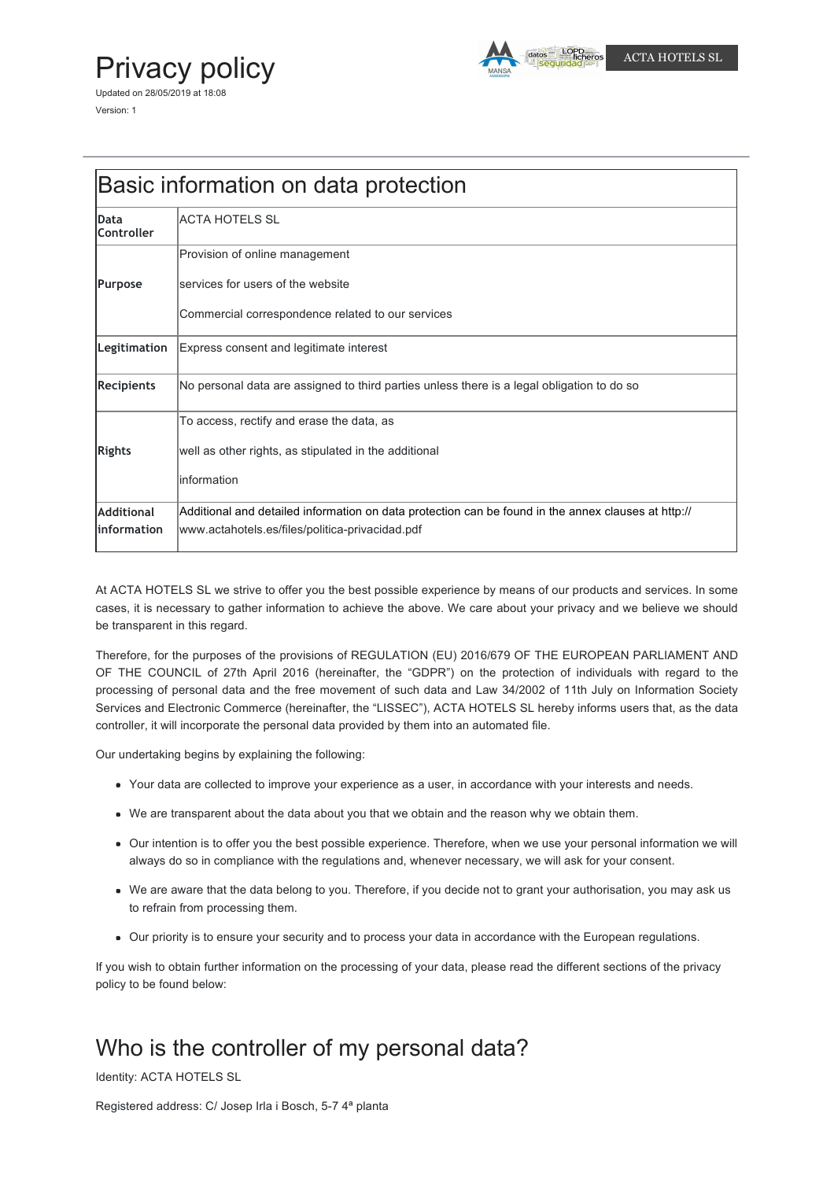# Privacy policy

Updated on 28/05/2019 at 18:08

Version: 1

ACTA HOTELS SL

## Basic information on data protection

| | |
|---|---|
| **Data Controller** | ACTA HOTELS SL |
| **Purpose** | Provision of online management services for users of the website<br>Commercial correspondence related to our services |
| **Legitimation** | Express consent and legitimate interest |
| **Recipients** | No personal data are assigned to third parties unless there is a legal obligation to do so |
| **Rights** | To access, rectify and erase the data, as well as other rights, as stipulated in the additional information |
| **Additional information** | Additional and detailed information on data protection can be found in the annex clauses at http://www.actahotels.es/files/politica-privacidad.pdf |

At ACTA HOTELS SL we strive to offer you the best possible experience by means of our products and services. In some cases, it is necessary to gather information to achieve the above. We care about your privacy and we believe we should be transparent in this regard.

Therefore, for the purposes of the provisions of REGULATION (EU) 2016/679 OF THE EUROPEAN PARLIAMENT AND OF THE COUNCIL of 27th April 2016 (hereinafter, the "GDPR") on the protection of individuals with regard to the processing of personal data and the free movement of such data and Law 34/2002 of 11th July on Information Society Services and Electronic Commerce (hereinafter, the "LISSEC"), ACTA HOTELS SL hereby informs users that, as the data controller, it will incorporate the personal data provided by them into an automated file.

Our undertaking begins by explaining the following:

- Your data are collected to improve your experience as a user, in accordance with your interests and needs.
- We are transparent about the data about you that we obtain and the reason why we obtain them.
- Our intention is to offer you the best possible experience. Therefore, when we use your personal information we will always do so in compliance with the regulations and, whenever necessary, we will ask for your consent.
- We are aware that the data belong to you. Therefore, if you decide not to grant your authorisation, you may ask us to refrain from processing them.
- Our priority is to ensure your security and to process your data in accordance with the European regulations.

If you wish to obtain further information on the processing of your data, please read the different sections of the privacy policy to be found below:

## Who is the controller of my personal data?

Identity: ACTA HOTELS SL

Registered address: C/ Josep Irla i Bosch, 5-7 4ª planta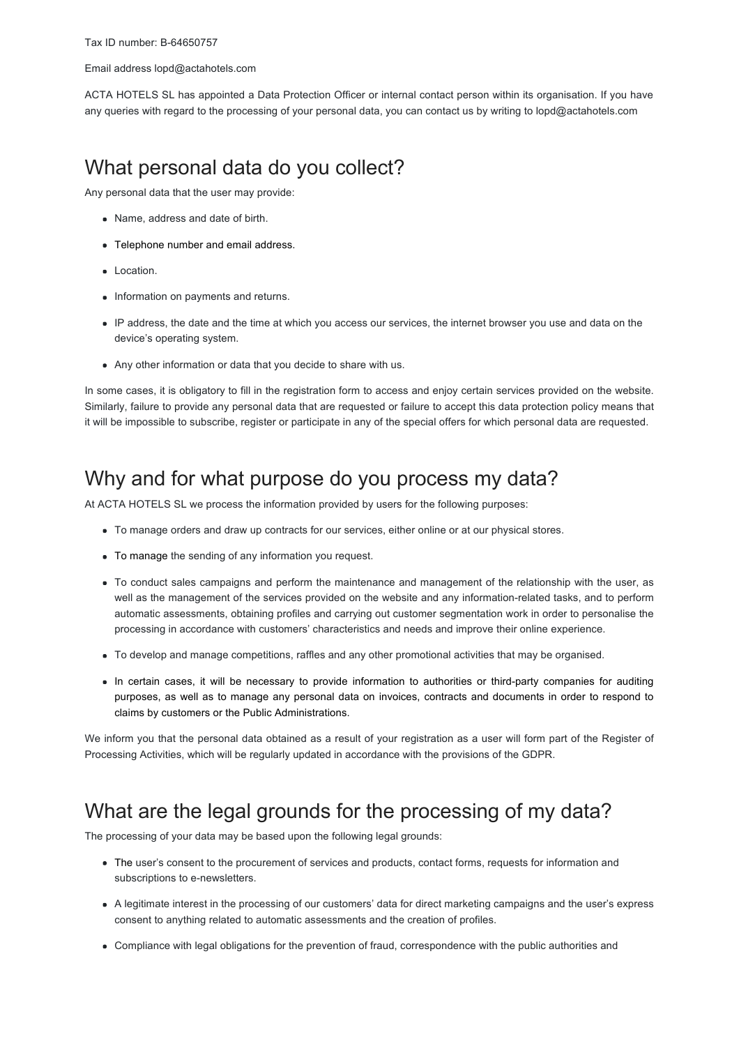Tax ID number: B-64650757

Email address lopd@actahotels.com

ACTA HOTELS SL has appointed a Data Protection Officer or internal contact person within its organisation. If you have any queries with regard to the processing of your personal data, you can contact us by writing to lopd@actahotels.com

## What personal data do you collect?

Any personal data that the user may provide:

- Name, address and date of birth.
- Telephone number and email address.
- Location.
- Information on payments and returns.
- IP address, the date and the time at which you access our services, the internet browser you use and data on the device's operating system.
- Any other information or data that you decide to share with us.

In some cases, it is obligatory to fill in the registration form to access and enjoy certain services provided on the website. Similarly, failure to provide any personal data that are requested or failure to accept this data protection policy means that it will be impossible to subscribe, register or participate in any of the special offers for which personal data are requested.

## Why and for what purpose do you process my data?

At ACTA HOTELS SL we process the information provided by users for the following purposes:

- To manage orders and draw up contracts for our services, either online or at our physical stores.
- To manage the sending of any information you request.
- To conduct sales campaigns and perform the maintenance and management of the relationship with the user, as well as the management of the services provided on the website and any information-related tasks, and to perform automatic assessments, obtaining profiles and carrying out customer segmentation work in order to personalise the processing in accordance with customers' characteristics and needs and improve their online experience.
- To develop and manage competitions, raffles and any other promotional activities that may be organised.
- In certain cases, it will be necessary to provide information to authorities or third-party companies for auditing purposes, as well as to manage any personal data on invoices, contracts and documents in order to respond to claims by customers or the Public Administrations.

We inform you that the personal data obtained as a result of your registration as a user will form part of the Register of Processing Activities, which will be regularly updated in accordance with the provisions of the GDPR.

## What are the legal grounds for the processing of my data?

The processing of your data may be based upon the following legal grounds:

- The user's consent to the procurement of services and products, contact forms, requests for information and subscriptions to e-newsletters.
- A legitimate interest in the processing of our customers' data for direct marketing campaigns and the user's express consent to anything related to automatic assessments and the creation of profiles.
- Compliance with legal obligations for the prevention of fraud, correspondence with the public authorities and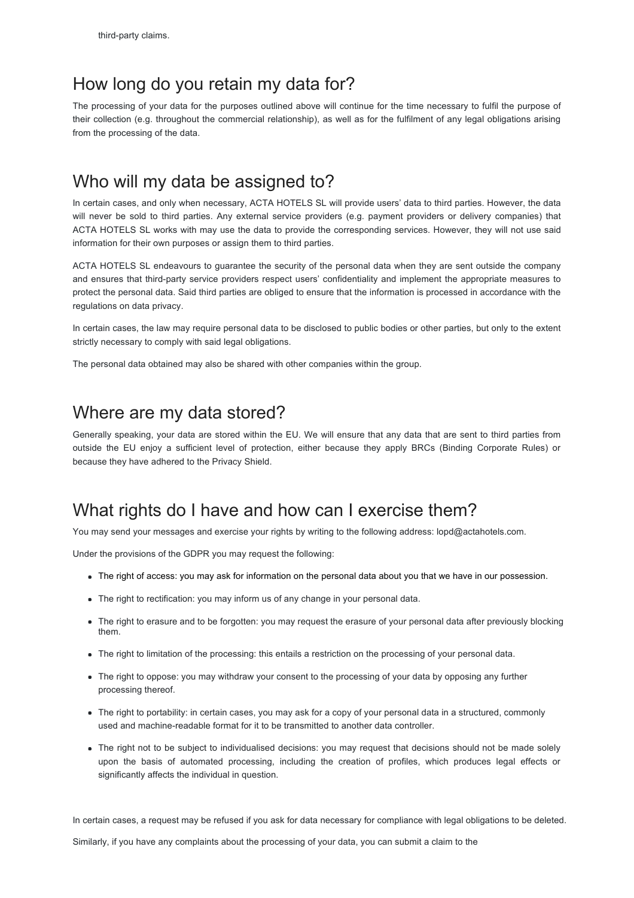third-party claims.

## How long do you retain my data for?

The processing of your data for the purposes outlined above will continue for the time necessary to fulfil the purpose of their collection (e.g. throughout the commercial relationship), as well as for the fulfilment of any legal obligations arising from the processing of the data.

## Who will my data be assigned to?

In certain cases, and only when necessary, ACTA HOTELS SL will provide users' data to third parties. However, the data will never be sold to third parties. Any external service providers (e.g. payment providers or delivery companies) that ACTA HOTELS SL works with may use the data to provide the corresponding services. However, they will not use said information for their own purposes or assign them to third parties.

ACTA HOTELS SL endeavours to guarantee the security of the personal data when they are sent outside the company and ensures that third-party service providers respect users' confidentiality and implement the appropriate measures to protect the personal data. Said third parties are obliged to ensure that the information is processed in accordance with the regulations on data privacy.

In certain cases, the law may require personal data to be disclosed to public bodies or other parties, but only to the extent strictly necessary to comply with said legal obligations.

The personal data obtained may also be shared with other companies within the group.

## Where are my data stored?

Generally speaking, your data are stored within the EU. We will ensure that any data that are sent to third parties from outside the EU enjoy a sufficient level of protection, either because they apply BRCs (Binding Corporate Rules) or because they have adhered to the Privacy Shield.

## What rights do I have and how can I exercise them?

You may send your messages and exercise your rights by writing to the following address: lopd@actahotels.com.

Under the provisions of the GDPR you may request the following:

- The right of access: you may ask for information on the personal data about you that we have in our possession.
- The right to rectification: you may inform us of any change in your personal data.
- The right to erasure and to be forgotten: you may request the erasure of your personal data after previously blocking them.
- The right to limitation of the processing: this entails a restriction on the processing of your personal data.
- The right to oppose: you may withdraw your consent to the processing of your data by opposing any further processing thereof.
- The right to portability: in certain cases, you may ask for a copy of your personal data in a structured, commonly used and machine-readable format for it to be transmitted to another data controller.
- The right not to be subject to individualised decisions: you may request that decisions should not be made solely upon the basis of automated processing, including the creation of profiles, which produces legal effects or significantly affects the individual in question.

In certain cases, a request may be refused if you ask for data necessary for compliance with legal obligations to be deleted.

Similarly, if you have any complaints about the processing of your data, you can submit a claim to the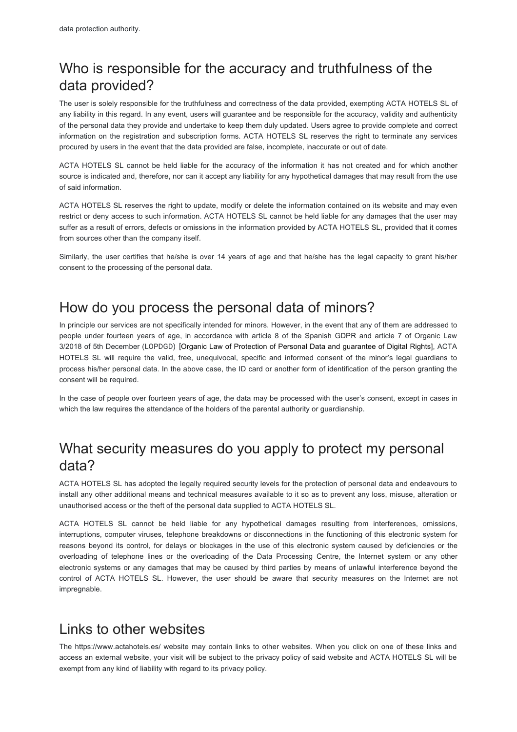data protection authority.

## Who is responsible for the accuracy and truthfulness of the data provided?

The user is solely responsible for the truthfulness and correctness of the data provided, exempting ACTA HOTELS SL of any liability in this regard. In any event, users will guarantee and be responsible for the accuracy, validity and authenticity of the personal data they provide and undertake to keep them duly updated. Users agree to provide complete and correct information on the registration and subscription forms. ACTA HOTELS SL reserves the right to terminate any services procured by users in the event that the data provided are false, incomplete, inaccurate or out of date.

ACTA HOTELS SL cannot be held liable for the accuracy of the information it has not created and for which another source is indicated and, therefore, nor can it accept any liability for any hypothetical damages that may result from the use of said information.

ACTA HOTELS SL reserves the right to update, modify or delete the information contained on its website and may even restrict or deny access to such information. ACTA HOTELS SL cannot be held liable for any damages that the user may suffer as a result of errors, defects or omissions in the information provided by ACTA HOTELS SL, provided that it comes from sources other than the company itself.

Similarly, the user certifies that he/she is over 14 years of age and that he/she has the legal capacity to grant his/her consent to the processing of the personal data.

## How do you process the personal data of minors?

In principle our services are not specifically intended for minors. However, in the event that any of them are addressed to people under fourteen years of age, in accordance with article 8 of the Spanish GDPR and article 7 of Organic Law 3/2018 of 5th December (LOPDGD) [Organic Law of Protection of Personal Data and guarantee of Digital Rights], ACTA HOTELS SL will require the valid, free, unequivocal, specific and informed consent of the minor's legal guardians to process his/her personal data. In the above case, the ID card or another form of identification of the person granting the consent will be required.

In the case of people over fourteen years of age, the data may be processed with the user's consent, except in cases in which the law requires the attendance of the holders of the parental authority or guardianship.

## What security measures do you apply to protect my personal data?

ACTA HOTELS SL has adopted the legally required security levels for the protection of personal data and endeavours to install any other additional means and technical measures available to it so as to prevent any loss, misuse, alteration or unauthorised access or the theft of the personal data supplied to ACTA HOTELS SL.

ACTA HOTELS SL cannot be held liable for any hypothetical damages resulting from interferences, omissions, interruptions, computer viruses, telephone breakdowns or disconnections in the functioning of this electronic system for reasons beyond its control, for delays or blockages in the use of this electronic system caused by deficiencies or the overloading of telephone lines or the overloading of the Data Processing Centre, the Internet system or any other electronic systems or any damages that may be caused by third parties by means of unlawful interference beyond the control of ACTA HOTELS SL. However, the user should be aware that security measures on the Internet are not impregnable.

## Links to other websites

The https://www.actahotels.es/ website may contain links to other websites. When you click on one of these links and access an external website, your visit will be subject to the privacy policy of said website and ACTA HOTELS SL will be exempt from any kind of liability with regard to its privacy policy.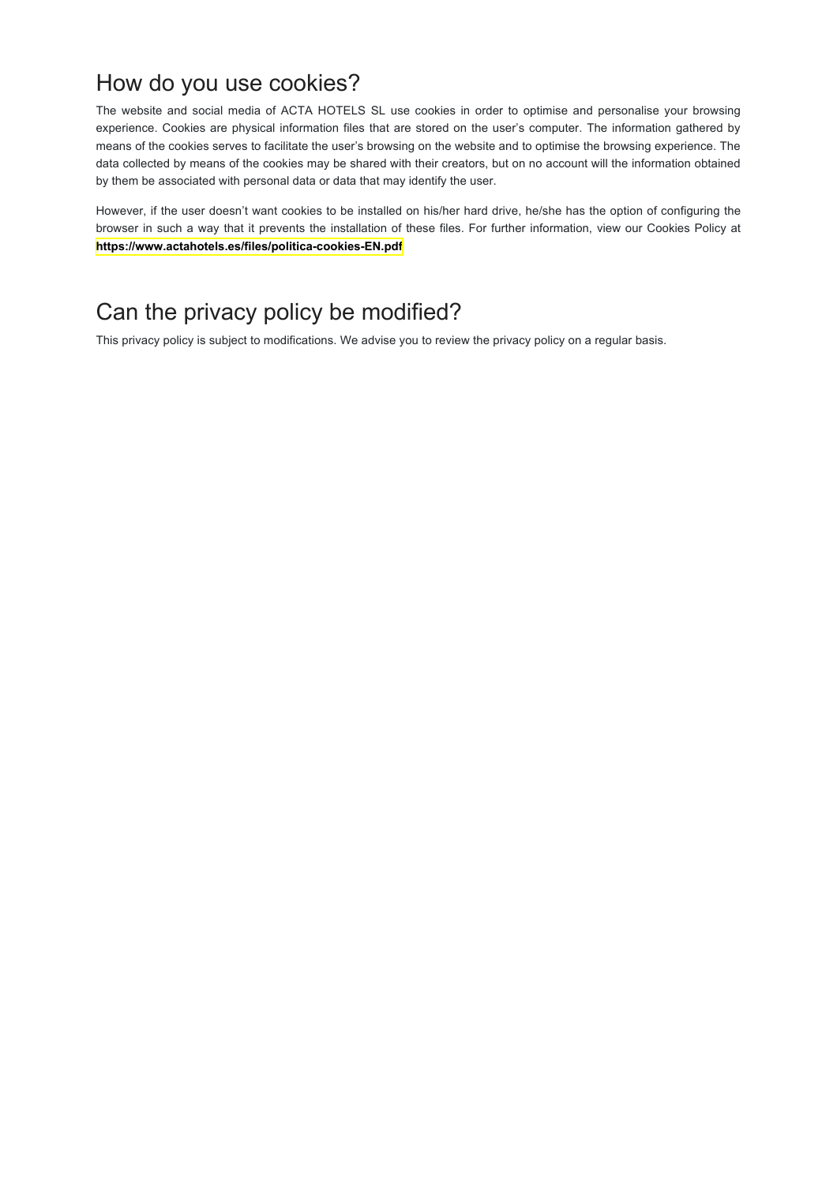## How do you use cookies?

The website and social media of ACTA HOTELS SL use cookies in order to optimise and personalise your browsing experience. Cookies are physical information files that are stored on the user's computer. The information gathered by means of the cookies serves to facilitate the user's browsing on the website and to optimise the browsing experience. The data collected by means of the cookies may be shared with their creators, but on no account will the information obtained by them be associated with personal data or data that may identify the user.

However, if the user doesn't want cookies to be installed on his/her hard drive, he/she has the option of configuring the browser in such a way that it prevents the installation of these files. For further information, view our Cookies Policy at **https://www.actahotels.es/files/politica-cookies-EN.pdf**

## Can the privacy policy be modified?

This privacy policy is subject to modifications. We advise you to review the privacy policy on a regular basis.